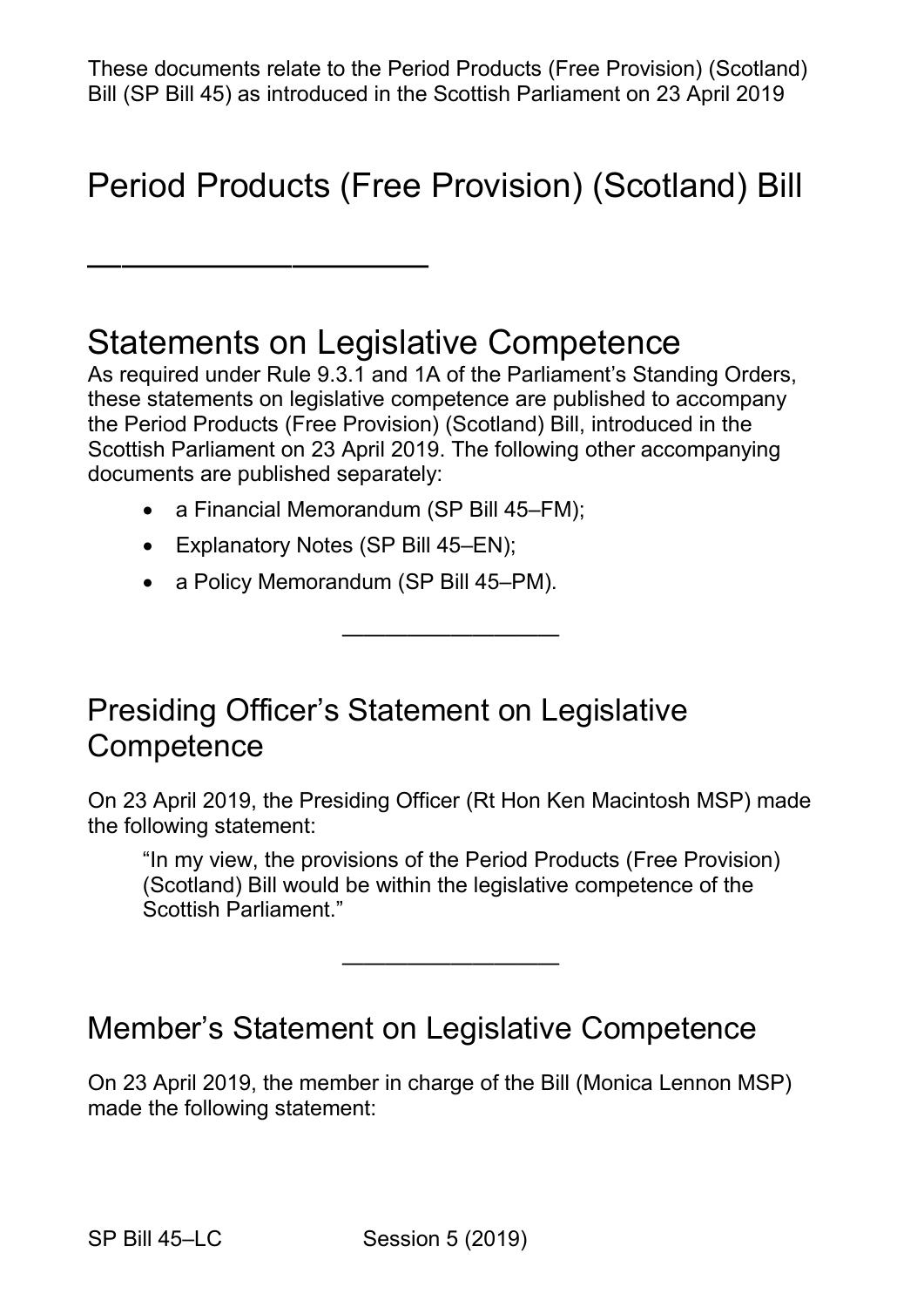These documents relate to the Period Products (Free Provision) (Scotland) Bill (SP Bill 45) as introduced in the Scottish Parliament on 23 April 2019

# Period Products (Free Provision) (Scotland) Bill

---

## Statements on Legislative Competence

As required under Rule 9.3.1 and 1A of the Parliament's Standing Orders, these statements on legislative competence are published to accompany the Period Products (Free Provision) (Scotland) Bill, introduced in the Scottish Parliament on 23 April 2019. The following other accompanying documents are published separately:

- a Financial Memorandum (SP Bill 45–FM);
- Explanatory Notes (SP Bill 45–EN);
- a Policy Memorandum (SP Bill 45–PM).

---

## Presiding Officer's Statement on Legislative Competence

On 23 April 2019, the Presiding Officer (Rt Hon Ken Macintosh MSP) made the following statement:

> "In my view, the provisions of the Period Products (Free Provision) (Scotland) Bill would be within the legislative competence of the Scottish Parliament."

---

## Member's Statement on Legislative Competence

On 23 April 2019, the member in charge of the Bill (Monica Lennon MSP) made the following statement:

SP Bill 45–LC Session 5 (2019)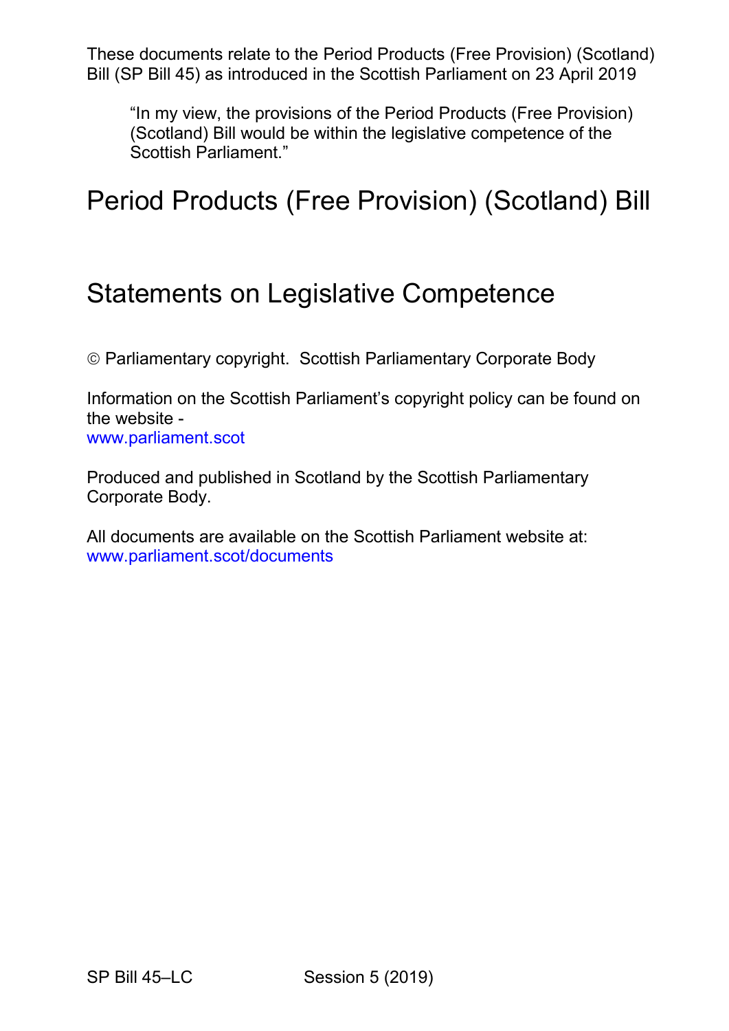These documents relate to the Period Products (Free Provision) (Scotland) Bill (SP Bill 45) as introduced in the Scottish Parliament on 23 April 2019

> "In my view, the provisions of the Period Products (Free Provision) (Scotland) Bill would be within the legislative competence of the Scottish Parliament."

# Period Products (Free Provision) (Scotland) Bill

## Statements on Legislative Competence

© Parliamentary copyright. Scottish Parliamentary Corporate Body

Information on the Scottish Parliament's copyright policy can be found on the website - www.parliament.scot

Produced and published in Scotland by the Scottish Parliamentary Corporate Body.

All documents are available on the Scottish Parliament website at: www.parliament.scot/documents

SP Bill 45–LC Session 5 (2019)